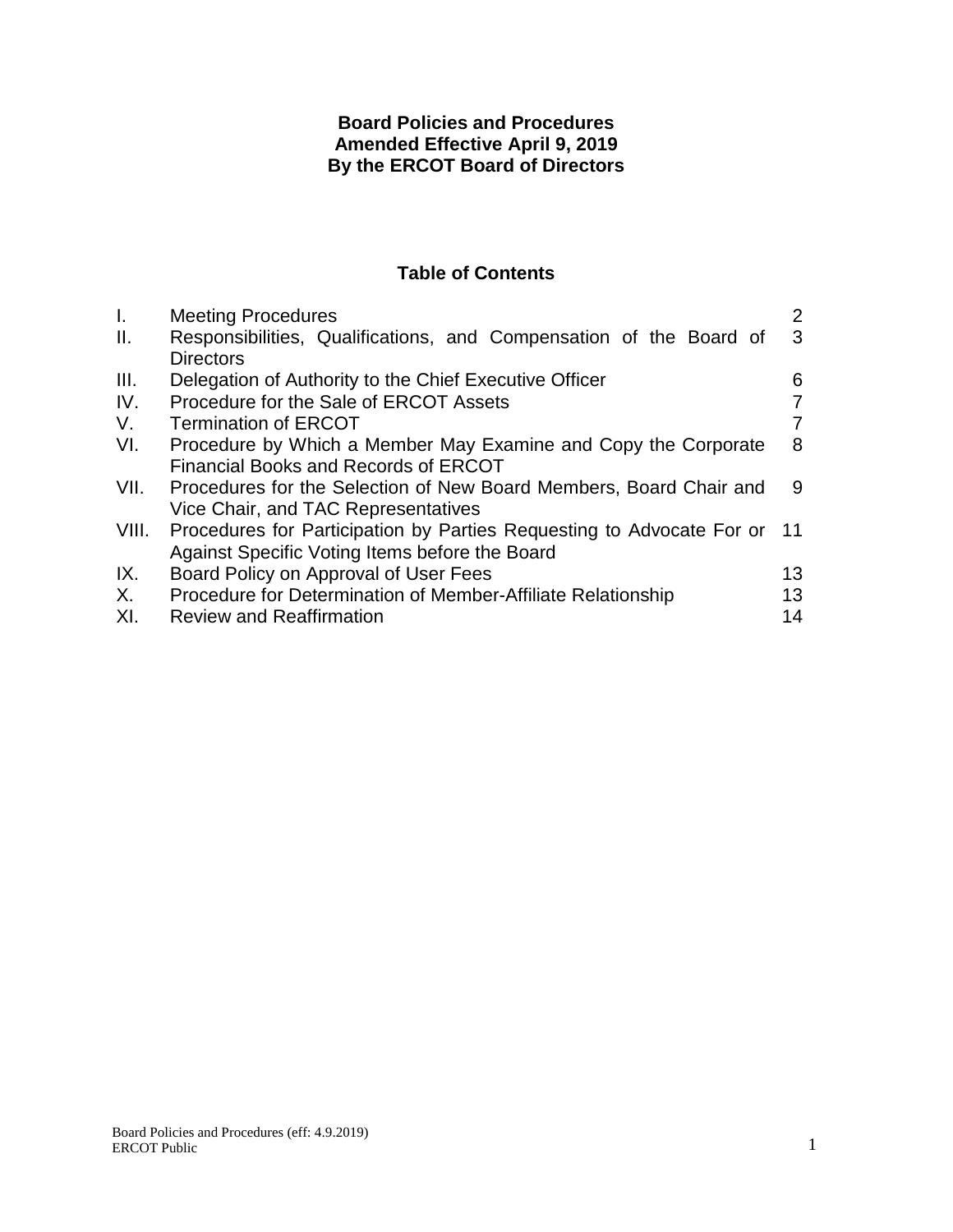**Board Policies and Procedures**
**Amended Effective April 9, 2019**
**By the ERCOT Board of Directors**

## Table of Contents

| | | |
|---|---|---|
| I. | Meeting Procedures | 2 |
| II. | Responsibilities, Qualifications, and Compensation of the Board of Directors | 3 |
| III. | Delegation of Authority to the Chief Executive Officer | 6 |
| IV. | Procedure for the Sale of ERCOT Assets | 7 |
| V. | Termination of ERCOT | 7 |
| VI. | Procedure by Which a Member May Examine and Copy the Corporate Financial Books and Records of ERCOT | 8 |
| VII. | Procedures for the Selection of New Board Members, Board Chair and Vice Chair, and TAC Representatives | 9 |
| VIII. | Procedures for Participation by Parties Requesting to Advocate For or Against Specific Voting Items before the Board | 11 |
| IX. | Board Policy on Approval of User Fees | 13 |
| X. | Procedure for Determination of Member-Affiliate Relationship | 13 |
| XI. | Review and Reaffirmation | 14 |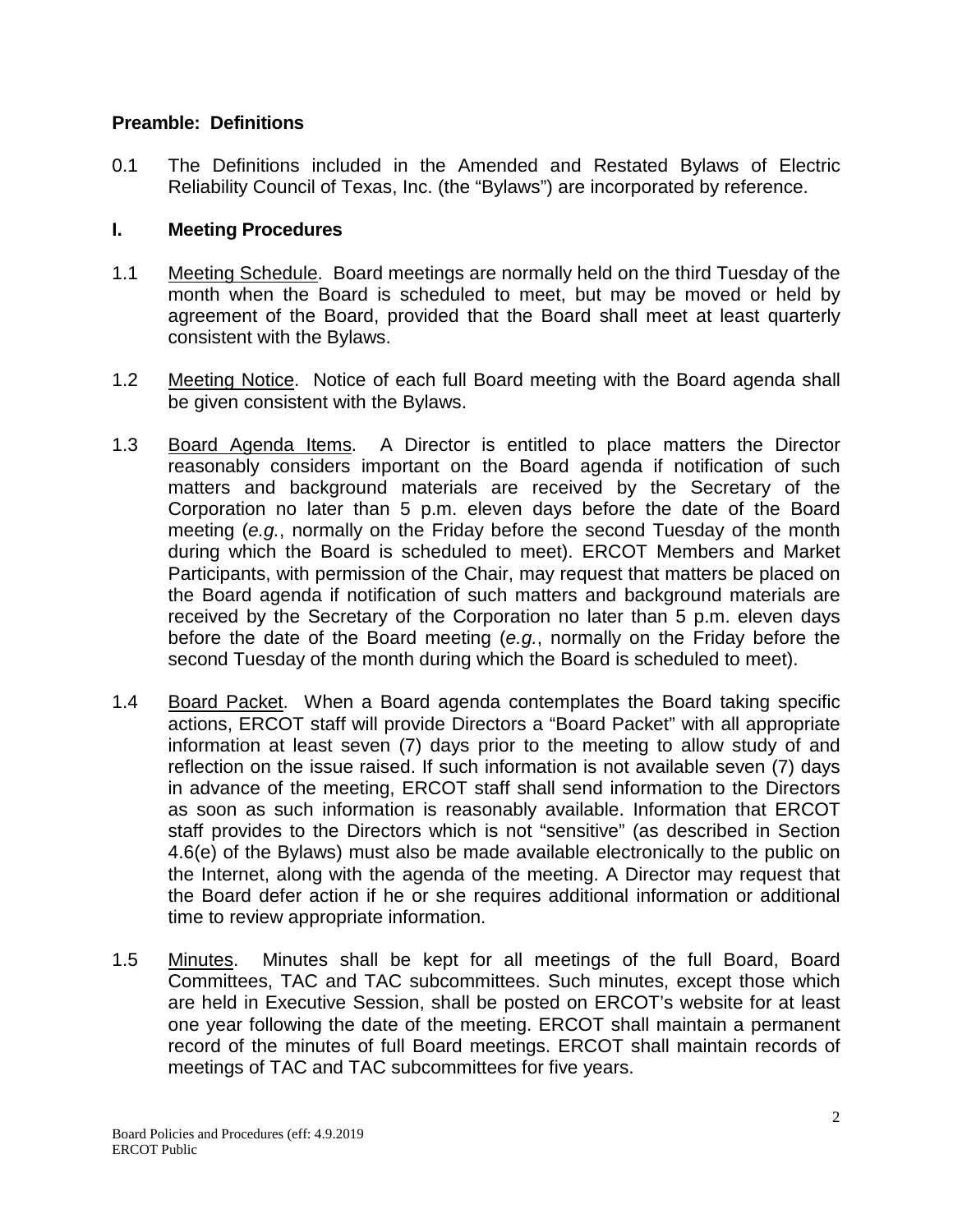## Preamble: Definitions

0.1 The Definitions included in the Amended and Restated Bylaws of Electric Reliability Council of Texas, Inc. (the "Bylaws") are incorporated by reference.

## I. Meeting Procedures

1.1 Meeting Schedule. Board meetings are normally held on the third Tuesday of the month when the Board is scheduled to meet, but may be moved or held by agreement of the Board, provided that the Board shall meet at least quarterly consistent with the Bylaws.

1.2 Meeting Notice. Notice of each full Board meeting with the Board agenda shall be given consistent with the Bylaws.

1.3 Board Agenda Items. A Director is entitled to place matters the Director reasonably considers important on the Board agenda if notification of such matters and background materials are received by the Secretary of the Corporation no later than 5 p.m. eleven days before the date of the Board meeting (*e.g.*, normally on the Friday before the second Tuesday of the month during which the Board is scheduled to meet). ERCOT Members and Market Participants, with permission of the Chair, may request that matters be placed on the Board agenda if notification of such matters and background materials are received by the Secretary of the Corporation no later than 5 p.m. eleven days before the date of the Board meeting (*e.g.*, normally on the Friday before the second Tuesday of the month during which the Board is scheduled to meet).

1.4 Board Packet. When a Board agenda contemplates the Board taking specific actions, ERCOT staff will provide Directors a "Board Packet" with all appropriate information at least seven (7) days prior to the meeting to allow study of and reflection on the issue raised. If such information is not available seven (7) days in advance of the meeting, ERCOT staff shall send information to the Directors as soon as such information is reasonably available. Information that ERCOT staff provides to the Directors which is not "sensitive" (as described in Section 4.6(e) of the Bylaws) must also be made available electronically to the public on the Internet, along with the agenda of the meeting. A Director may request that the Board defer action if he or she requires additional information or additional time to review appropriate information.

1.5 Minutes. Minutes shall be kept for all meetings of the full Board, Board Committees, TAC and TAC subcommittees. Such minutes, except those which are held in Executive Session, shall be posted on ERCOT's website for at least one year following the date of the meeting. ERCOT shall maintain a permanent record of the minutes of full Board meetings. ERCOT shall maintain records of meetings of TAC and TAC subcommittees for five years.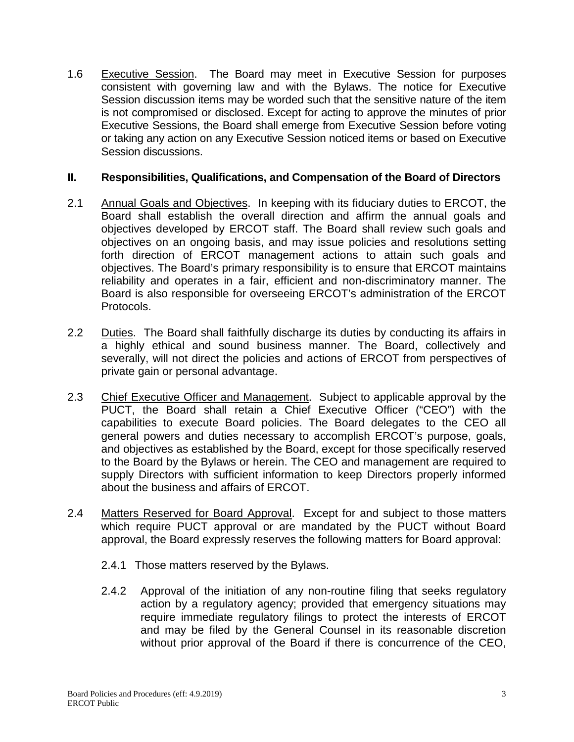1.6 Executive Session. The Board may meet in Executive Session for purposes consistent with governing law and with the Bylaws. The notice for Executive Session discussion items may be worded such that the sensitive nature of the item is not compromised or disclosed. Except for acting to approve the minutes of prior Executive Sessions, the Board shall emerge from Executive Session before voting or taking any action on any Executive Session noticed items or based on Executive Session discussions.

## II. Responsibilities, Qualifications, and Compensation of the Board of Directors

2.1 Annual Goals and Objectives. In keeping with its fiduciary duties to ERCOT, the Board shall establish the overall direction and affirm the annual goals and objectives developed by ERCOT staff. The Board shall review such goals and objectives on an ongoing basis, and may issue policies and resolutions setting forth direction of ERCOT management actions to attain such goals and objectives. The Board's primary responsibility is to ensure that ERCOT maintains reliability and operates in a fair, efficient and non-discriminatory manner. The Board is also responsible for overseeing ERCOT's administration of the ERCOT Protocols.

2.2 Duties. The Board shall faithfully discharge its duties by conducting its affairs in a highly ethical and sound business manner. The Board, collectively and severally, will not direct the policies and actions of ERCOT from perspectives of private gain or personal advantage.

2.3 Chief Executive Officer and Management. Subject to applicable approval by the PUCT, the Board shall retain a Chief Executive Officer ("CEO") with the capabilities to execute Board policies. The Board delegates to the CEO all general powers and duties necessary to accomplish ERCOT's purpose, goals, and objectives as established by the Board, except for those specifically reserved to the Board by the Bylaws or herein. The CEO and management are required to supply Directors with sufficient information to keep Directors properly informed about the business and affairs of ERCOT.

2.4 Matters Reserved for Board Approval. Except for and subject to those matters which require PUCT approval or are mandated by the PUCT without Board approval, the Board expressly reserves the following matters for Board approval:

2.4.1 Those matters reserved by the Bylaws.

2.4.2 Approval of the initiation of any non-routine filing that seeks regulatory action by a regulatory agency; provided that emergency situations may require immediate regulatory filings to protect the interests of ERCOT and may be filed by the General Counsel in its reasonable discretion without prior approval of the Board if there is concurrence of the CEO,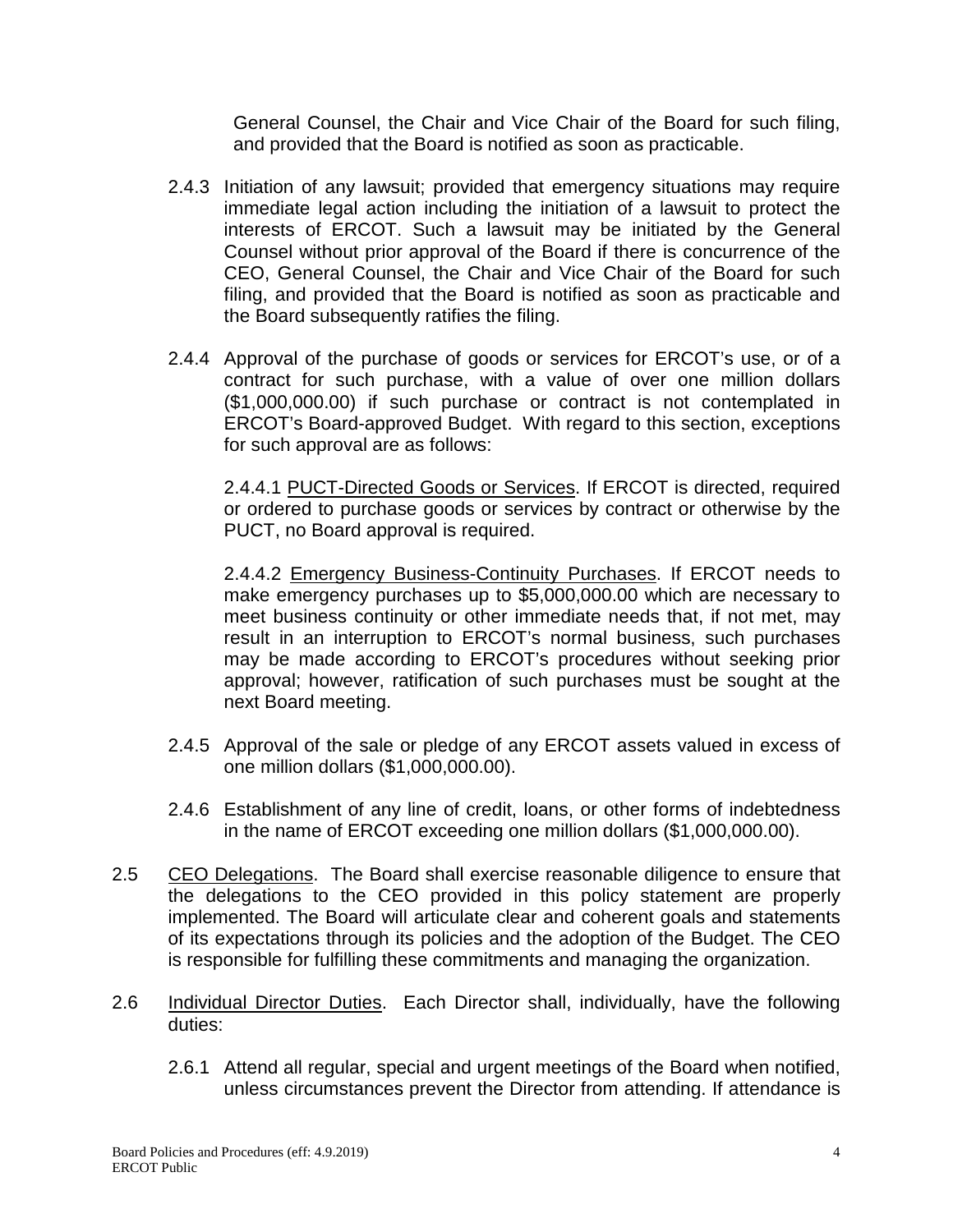General Counsel, the Chair and Vice Chair of the Board for such filing, and provided that the Board is notified as soon as practicable.

2.4.3 Initiation of any lawsuit; provided that emergency situations may require immediate legal action including the initiation of a lawsuit to protect the interests of ERCOT. Such a lawsuit may be initiated by the General Counsel without prior approval of the Board if there is concurrence of the CEO, General Counsel, the Chair and Vice Chair of the Board for such filing, and provided that the Board is notified as soon as practicable and the Board subsequently ratifies the filing.

2.4.4 Approval of the purchase of goods or services for ERCOT's use, or of a contract for such purchase, with a value of over one million dollars ($1,000,000.00) if such purchase or contract is not contemplated in ERCOT's Board-approved Budget. With regard to this section, exceptions for such approval are as follows:

2.4.4.1 <u>PUCT-Directed Goods or Services</u>. If ERCOT is directed, required or ordered to purchase goods or services by contract or otherwise by the PUCT, no Board approval is required.

2.4.4.2 <u>Emergency Business-Continuity Purchases</u>. If ERCOT needs to make emergency purchases up to $5,000,000.00 which are necessary to meet business continuity or other immediate needs that, if not met, may result in an interruption to ERCOT's normal business, such purchases may be made according to ERCOT's procedures without seeking prior approval; however, ratification of such purchases must be sought at the next Board meeting.

2.4.5 Approval of the sale or pledge of any ERCOT assets valued in excess of one million dollars ($1,000,000.00).

2.4.6 Establishment of any line of credit, loans, or other forms of indebtedness in the name of ERCOT exceeding one million dollars ($1,000,000.00).

2.5 <u>CEO Delegations</u>. The Board shall exercise reasonable diligence to ensure that the delegations to the CEO provided in this policy statement are properly implemented. The Board will articulate clear and coherent goals and statements of its expectations through its policies and the adoption of the Budget. The CEO is responsible for fulfilling these commitments and managing the organization.

2.6 <u>Individual Director Duties</u>. Each Director shall, individually, have the following duties:

2.6.1 Attend all regular, special and urgent meetings of the Board when notified, unless circumstances prevent the Director from attending. If attendance is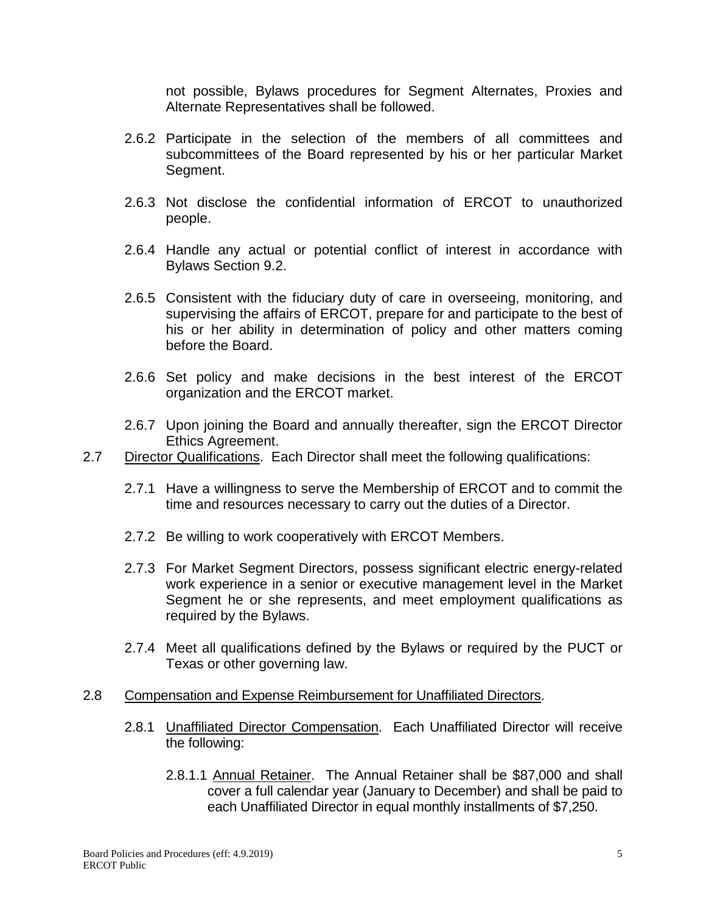not possible, Bylaws procedures for Segment Alternates, Proxies and Alternate Representatives shall be followed.

2.6.2 Participate in the selection of the members of all committees and subcommittees of the Board represented by his or her particular Market Segment.

2.6.3 Not disclose the confidential information of ERCOT to unauthorized people.

2.6.4 Handle any actual or potential conflict of interest in accordance with Bylaws Section 9.2.

2.6.5 Consistent with the fiduciary duty of care in overseeing, monitoring, and supervising the affairs of ERCOT, prepare for and participate to the best of his or her ability in determination of policy and other matters coming before the Board.

2.6.6 Set policy and make decisions in the best interest of the ERCOT organization and the ERCOT market.

2.6.7 Upon joining the Board and annually thereafter, sign the ERCOT Director Ethics Agreement.

2.7 Director Qualifications. Each Director shall meet the following qualifications:

2.7.1 Have a willingness to serve the Membership of ERCOT and to commit the time and resources necessary to carry out the duties of a Director.

2.7.2 Be willing to work cooperatively with ERCOT Members.

2.7.3 For Market Segment Directors, possess significant electric energy-related work experience in a senior or executive management level in the Market Segment he or she represents, and meet employment qualifications as required by the Bylaws.

2.7.4 Meet all qualifications defined by the Bylaws or required by the PUCT or Texas or other governing law.

2.8 Compensation and Expense Reimbursement for Unaffiliated Directors.

2.8.1 Unaffiliated Director Compensation. Each Unaffiliated Director will receive the following:

2.8.1.1 Annual Retainer. The Annual Retainer shall be $87,000 and shall cover a full calendar year (January to December) and shall be paid to each Unaffiliated Director in equal monthly installments of $7,250.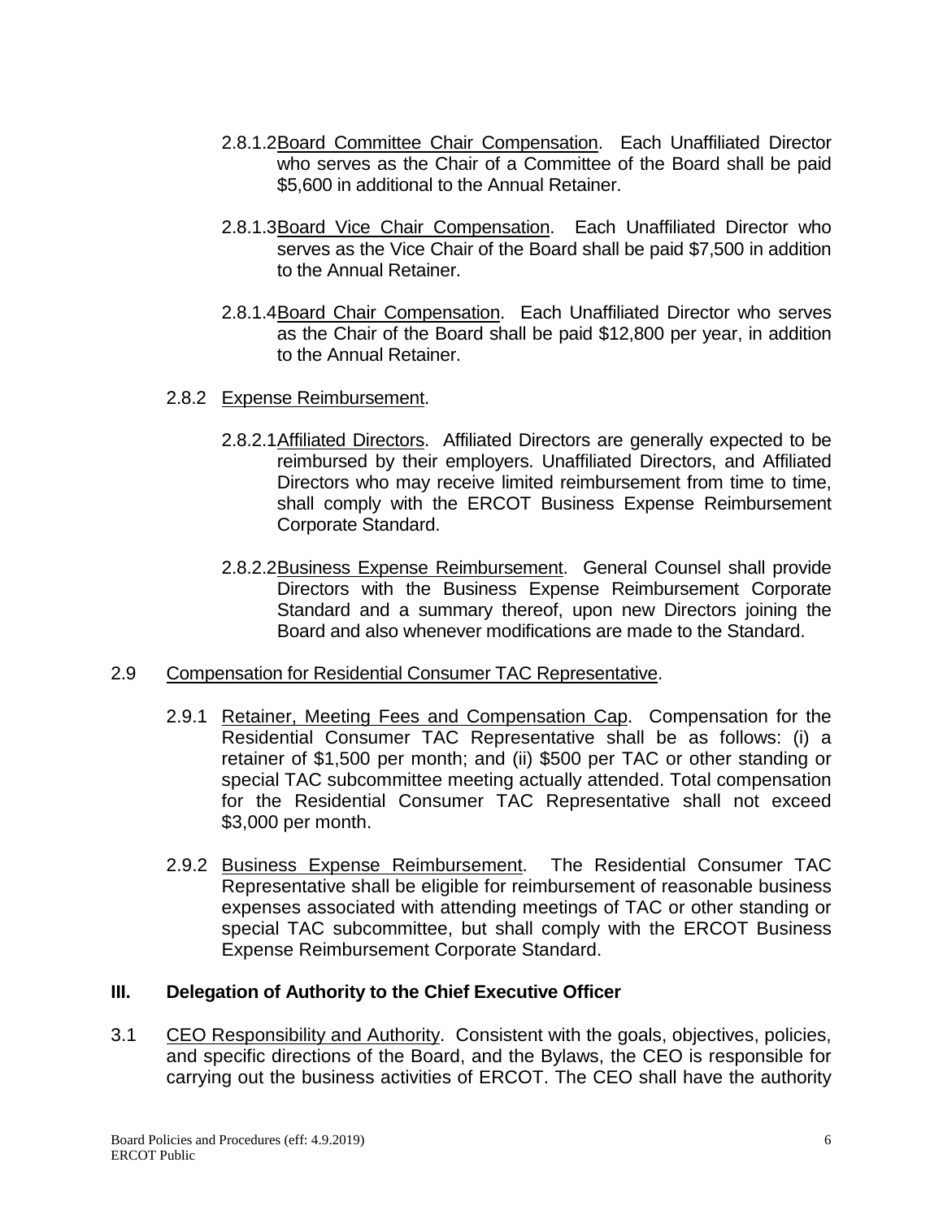2.8.1.2 Board Committee Chair Compensation. Each Unaffiliated Director who serves as the Chair of a Committee of the Board shall be paid $5,600 in additional to the Annual Retainer.

2.8.1.3 Board Vice Chair Compensation. Each Unaffiliated Director who serves as the Vice Chair of the Board shall be paid $7,500 in addition to the Annual Retainer.

2.8.1.4 Board Chair Compensation. Each Unaffiliated Director who serves as the Chair of the Board shall be paid $12,800 per year, in addition to the Annual Retainer.

2.8.2 Expense Reimbursement.

2.8.2.1 Affiliated Directors. Affiliated Directors are generally expected to be reimbursed by their employers. Unaffiliated Directors, and Affiliated Directors who may receive limited reimbursement from time to time, shall comply with the ERCOT Business Expense Reimbursement Corporate Standard.

2.8.2.2 Business Expense Reimbursement. General Counsel shall provide Directors with the Business Expense Reimbursement Corporate Standard and a summary thereof, upon new Directors joining the Board and also whenever modifications are made to the Standard.

2.9 Compensation for Residential Consumer TAC Representative.

2.9.1 Retainer, Meeting Fees and Compensation Cap. Compensation for the Residential Consumer TAC Representative shall be as follows: (i) a retainer of $1,500 per month; and (ii) $500 per TAC or other standing or special TAC subcommittee meeting actually attended. Total compensation for the Residential Consumer TAC Representative shall not exceed $3,000 per month.

2.9.2 Business Expense Reimbursement. The Residential Consumer TAC Representative shall be eligible for reimbursement of reasonable business expenses associated with attending meetings of TAC or other standing or special TAC subcommittee, but shall comply with the ERCOT Business Expense Reimbursement Corporate Standard.

## III. Delegation of Authority to the Chief Executive Officer

3.1 CEO Responsibility and Authority. Consistent with the goals, objectives, policies, and specific directions of the Board, and the Bylaws, the CEO is responsible for carrying out the business activities of ERCOT. The CEO shall have the authority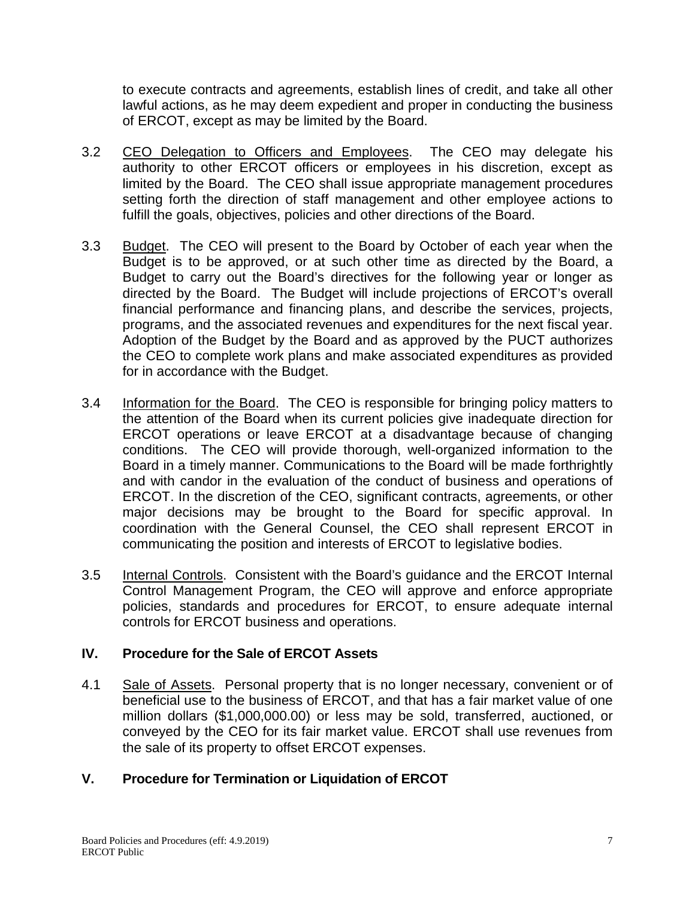to execute contracts and agreements, establish lines of credit, and take all other lawful actions, as he may deem expedient and proper in conducting the business of ERCOT, except as may be limited by the Board.

3.2 CEO Delegation to Officers and Employees. The CEO may delegate his authority to other ERCOT officers or employees in his discretion, except as limited by the Board. The CEO shall issue appropriate management procedures setting forth the direction of staff management and other employee actions to fulfill the goals, objectives, policies and other directions of the Board.

3.3 Budget. The CEO will present to the Board by October of each year when the Budget is to be approved, or at such other time as directed by the Board, a Budget to carry out the Board's directives for the following year or longer as directed by the Board. The Budget will include projections of ERCOT's overall financial performance and financing plans, and describe the services, projects, programs, and the associated revenues and expenditures for the next fiscal year. Adoption of the Budget by the Board and as approved by the PUCT authorizes the CEO to complete work plans and make associated expenditures as provided for in accordance with the Budget.

3.4 Information for the Board. The CEO is responsible for bringing policy matters to the attention of the Board when its current policies give inadequate direction for ERCOT operations or leave ERCOT at a disadvantage because of changing conditions. The CEO will provide thorough, well-organized information to the Board in a timely manner. Communications to the Board will be made forthrightly and with candor in the evaluation of the conduct of business and operations of ERCOT. In the discretion of the CEO, significant contracts, agreements, or other major decisions may be brought to the Board for specific approval. In coordination with the General Counsel, the CEO shall represent ERCOT in communicating the position and interests of ERCOT to legislative bodies.

3.5 Internal Controls. Consistent with the Board's guidance and the ERCOT Internal Control Management Program, the CEO will approve and enforce appropriate policies, standards and procedures for ERCOT, to ensure adequate internal controls for ERCOT business and operations.

## IV. Procedure for the Sale of ERCOT Assets

4.1 Sale of Assets. Personal property that is no longer necessary, convenient or of beneficial use to the business of ERCOT, and that has a fair market value of one million dollars ($1,000,000.00) or less may be sold, transferred, auctioned, or conveyed by the CEO for its fair market value. ERCOT shall use revenues from the sale of its property to offset ERCOT expenses.

## V. Procedure for Termination or Liquidation of ERCOT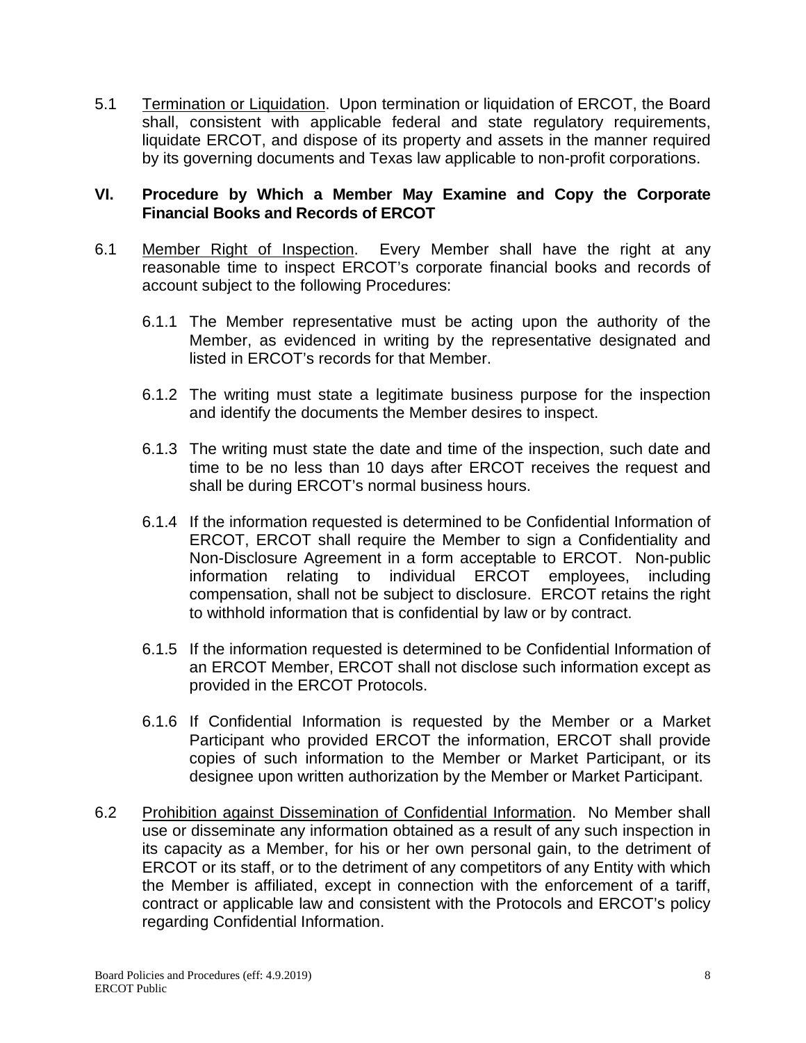5.1 Termination or Liquidation. Upon termination or liquidation of ERCOT, the Board shall, consistent with applicable federal and state regulatory requirements, liquidate ERCOT, and dispose of its property and assets in the manner required by its governing documents and Texas law applicable to non-profit corporations.

## VI. Procedure by Which a Member May Examine and Copy the Corporate Financial Books and Records of ERCOT

6.1 Member Right of Inspection. Every Member shall have the right at any reasonable time to inspect ERCOT's corporate financial books and records of account subject to the following Procedures:

6.1.1 The Member representative must be acting upon the authority of the Member, as evidenced in writing by the representative designated and listed in ERCOT's records for that Member.

6.1.2 The writing must state a legitimate business purpose for the inspection and identify the documents the Member desires to inspect.

6.1.3 The writing must state the date and time of the inspection, such date and time to be no less than 10 days after ERCOT receives the request and shall be during ERCOT's normal business hours.

6.1.4 If the information requested is determined to be Confidential Information of ERCOT, ERCOT shall require the Member to sign a Confidentiality and Non-Disclosure Agreement in a form acceptable to ERCOT. Non-public information relating to individual ERCOT employees, including compensation, shall not be subject to disclosure. ERCOT retains the right to withhold information that is confidential by law or by contract.

6.1.5 If the information requested is determined to be Confidential Information of an ERCOT Member, ERCOT shall not disclose such information except as provided in the ERCOT Protocols.

6.1.6 If Confidential Information is requested by the Member or a Market Participant who provided ERCOT the information, ERCOT shall provide copies of such information to the Member or Market Participant, or its designee upon written authorization by the Member or Market Participant.

6.2 Prohibition against Dissemination of Confidential Information. No Member shall use or disseminate any information obtained as a result of any such inspection in its capacity as a Member, for his or her own personal gain, to the detriment of ERCOT or its staff, or to the detriment of any competitors of any Entity with which the Member is affiliated, except in connection with the enforcement of a tariff, contract or applicable law and consistent with the Protocols and ERCOT's policy regarding Confidential Information.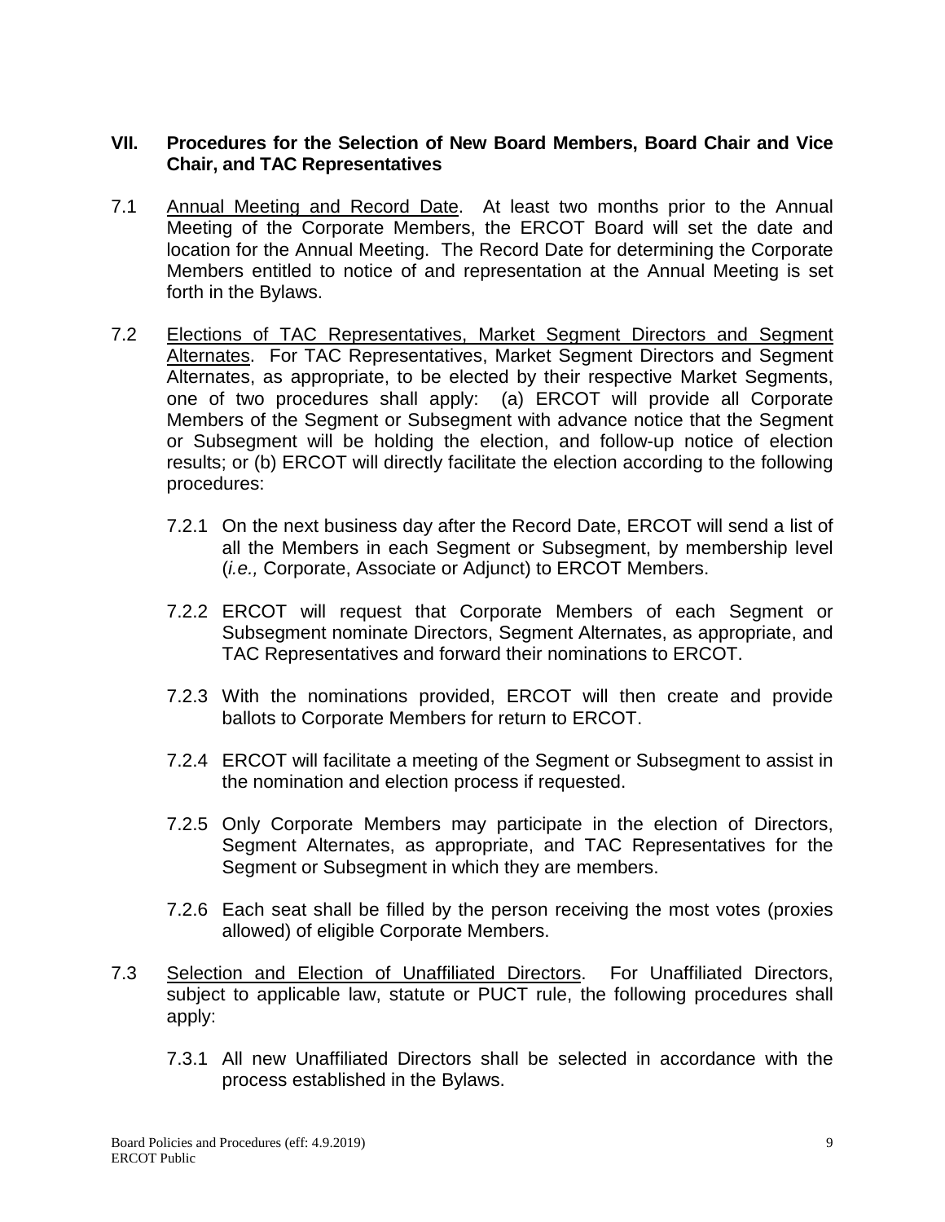## VII. Procedures for the Selection of New Board Members, Board Chair and Vice Chair, and TAC Representatives

7.1 Annual Meeting and Record Date. At least two months prior to the Annual Meeting of the Corporate Members, the ERCOT Board will set the date and location for the Annual Meeting. The Record Date for determining the Corporate Members entitled to notice of and representation at the Annual Meeting is set forth in the Bylaws.

7.2 Elections of TAC Representatives, Market Segment Directors and Segment Alternates. For TAC Representatives, Market Segment Directors and Segment Alternates, as appropriate, to be elected by their respective Market Segments, one of two procedures shall apply: (a) ERCOT will provide all Corporate Members of the Segment or Subsegment with advance notice that the Segment or Subsegment will be holding the election, and follow-up notice of election results; or (b) ERCOT will directly facilitate the election according to the following procedures:

7.2.1 On the next business day after the Record Date, ERCOT will send a list of all the Members in each Segment or Subsegment, by membership level (*i.e.,* Corporate, Associate or Adjunct) to ERCOT Members.

7.2.2 ERCOT will request that Corporate Members of each Segment or Subsegment nominate Directors, Segment Alternates, as appropriate, and TAC Representatives and forward their nominations to ERCOT.

7.2.3 With the nominations provided, ERCOT will then create and provide ballots to Corporate Members for return to ERCOT.

7.2.4 ERCOT will facilitate a meeting of the Segment or Subsegment to assist in the nomination and election process if requested.

7.2.5 Only Corporate Members may participate in the election of Directors, Segment Alternates, as appropriate, and TAC Representatives for the Segment or Subsegment in which they are members.

7.2.6 Each seat shall be filled by the person receiving the most votes (proxies allowed) of eligible Corporate Members.

7.3 Selection and Election of Unaffiliated Directors. For Unaffiliated Directors, subject to applicable law, statute or PUCT rule, the following procedures shall apply:

7.3.1 All new Unaffiliated Directors shall be selected in accordance with the process established in the Bylaws.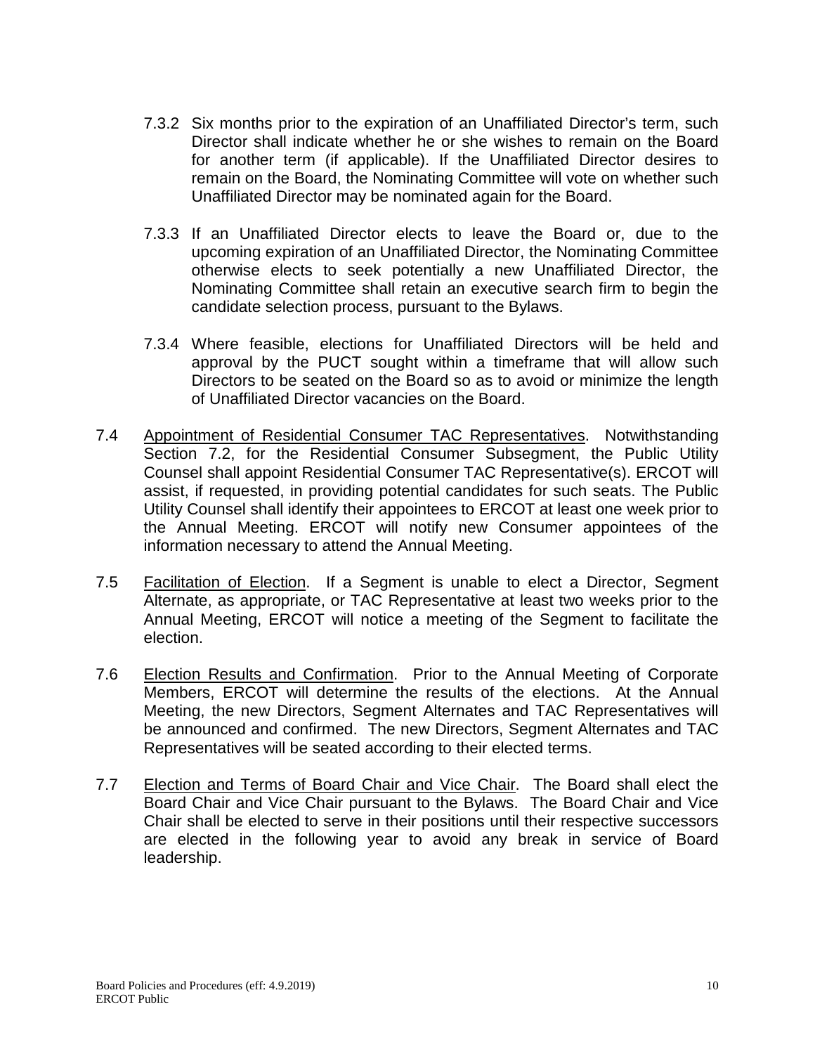7.3.2 Six months prior to the expiration of an Unaffiliated Director's term, such Director shall indicate whether he or she wishes to remain on the Board for another term (if applicable). If the Unaffiliated Director desires to remain on the Board, the Nominating Committee will vote on whether such Unaffiliated Director may be nominated again for the Board.

7.3.3 If an Unaffiliated Director elects to leave the Board or, due to the upcoming expiration of an Unaffiliated Director, the Nominating Committee otherwise elects to seek potentially a new Unaffiliated Director, the Nominating Committee shall retain an executive search firm to begin the candidate selection process, pursuant to the Bylaws.

7.3.4 Where feasible, elections for Unaffiliated Directors will be held and approval by the PUCT sought within a timeframe that will allow such Directors to be seated on the Board so as to avoid or minimize the length of Unaffiliated Director vacancies on the Board.

7.4 Appointment of Residential Consumer TAC Representatives. Notwithstanding Section 7.2, for the Residential Consumer Subsegment, the Public Utility Counsel shall appoint Residential Consumer TAC Representative(s). ERCOT will assist, if requested, in providing potential candidates for such seats. The Public Utility Counsel shall identify their appointees to ERCOT at least one week prior to the Annual Meeting. ERCOT will notify new Consumer appointees of the information necessary to attend the Annual Meeting.

7.5 Facilitation of Election. If a Segment is unable to elect a Director, Segment Alternate, as appropriate, or TAC Representative at least two weeks prior to the Annual Meeting, ERCOT will notice a meeting of the Segment to facilitate the election.

7.6 Election Results and Confirmation. Prior to the Annual Meeting of Corporate Members, ERCOT will determine the results of the elections. At the Annual Meeting, the new Directors, Segment Alternates and TAC Representatives will be announced and confirmed. The new Directors, Segment Alternates and TAC Representatives will be seated according to their elected terms.

7.7 Election and Terms of Board Chair and Vice Chair. The Board shall elect the Board Chair and Vice Chair pursuant to the Bylaws. The Board Chair and Vice Chair shall be elected to serve in their positions until their respective successors are elected in the following year to avoid any break in service of Board leadership.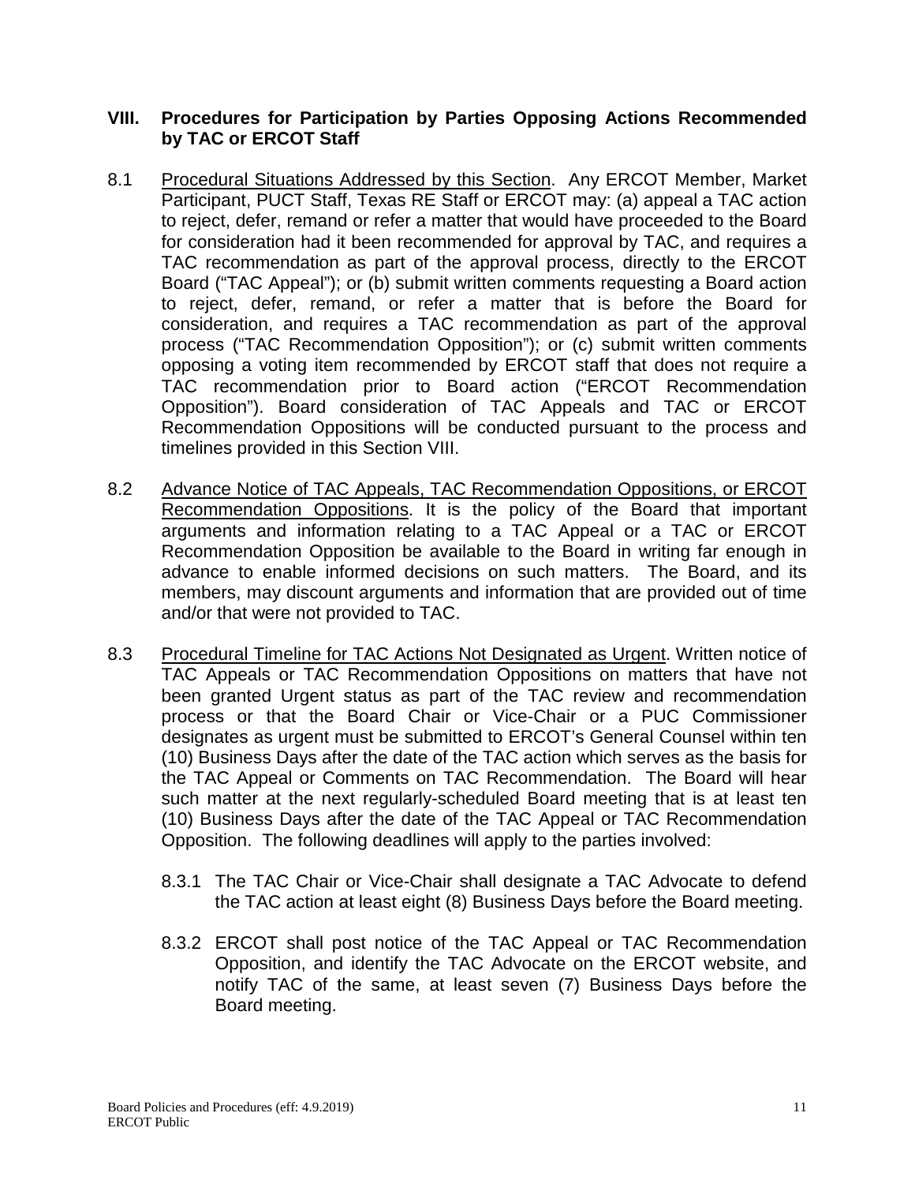## VIII. Procedures for Participation by Parties Opposing Actions Recommended by TAC or ERCOT Staff

8.1 Procedural Situations Addressed by this Section. Any ERCOT Member, Market Participant, PUCT Staff, Texas RE Staff or ERCOT may: (a) appeal a TAC action to reject, defer, remand or refer a matter that would have proceeded to the Board for consideration had it been recommended for approval by TAC, and requires a TAC recommendation as part of the approval process, directly to the ERCOT Board ("TAC Appeal"); or (b) submit written comments requesting a Board action to reject, defer, remand, or refer a matter that is before the Board for consideration, and requires a TAC recommendation as part of the approval process ("TAC Recommendation Opposition"); or (c) submit written comments opposing a voting item recommended by ERCOT staff that does not require a TAC recommendation prior to Board action ("ERCOT Recommendation Opposition"). Board consideration of TAC Appeals and TAC or ERCOT Recommendation Oppositions will be conducted pursuant to the process and timelines provided in this Section VIII.

8.2 Advance Notice of TAC Appeals, TAC Recommendation Oppositions, or ERCOT Recommendation Oppositions. It is the policy of the Board that important arguments and information relating to a TAC Appeal or a TAC or ERCOT Recommendation Opposition be available to the Board in writing far enough in advance to enable informed decisions on such matters. The Board, and its members, may discount arguments and information that are provided out of time and/or that were not provided to TAC.

8.3 Procedural Timeline for TAC Actions Not Designated as Urgent. Written notice of TAC Appeals or TAC Recommendation Oppositions on matters that have not been granted Urgent status as part of the TAC review and recommendation process or that the Board Chair or Vice-Chair or a PUC Commissioner designates as urgent must be submitted to ERCOT's General Counsel within ten (10) Business Days after the date of the TAC action which serves as the basis for the TAC Appeal or Comments on TAC Recommendation. The Board will hear such matter at the next regularly-scheduled Board meeting that is at least ten (10) Business Days after the date of the TAC Appeal or TAC Recommendation Opposition. The following deadlines will apply to the parties involved:

8.3.1 The TAC Chair or Vice-Chair shall designate a TAC Advocate to defend the TAC action at least eight (8) Business Days before the Board meeting.

8.3.2 ERCOT shall post notice of the TAC Appeal or TAC Recommendation Opposition, and identify the TAC Advocate on the ERCOT website, and notify TAC of the same, at least seven (7) Business Days before the Board meeting.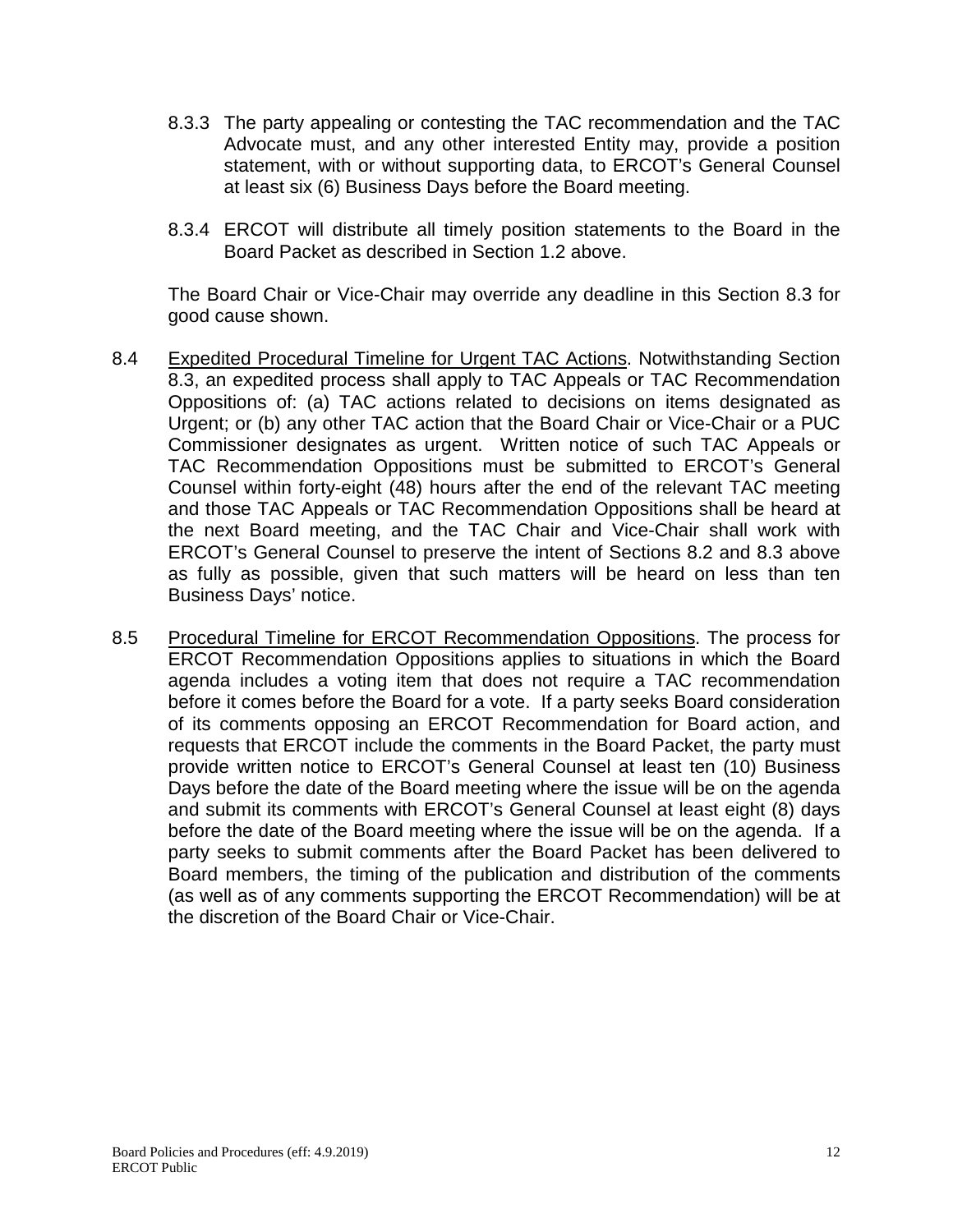8.3.3 The party appealing or contesting the TAC recommendation and the TAC Advocate must, and any other interested Entity may, provide a position statement, with or without supporting data, to ERCOT's General Counsel at least six (6) Business Days before the Board meeting.

8.3.4 ERCOT will distribute all timely position statements to the Board in the Board Packet as described in Section 1.2 above.

The Board Chair or Vice-Chair may override any deadline in this Section 8.3 for good cause shown.

8.4 Expedited Procedural Timeline for Urgent TAC Actions. Notwithstanding Section 8.3, an expedited process shall apply to TAC Appeals or TAC Recommendation Oppositions of: (a) TAC actions related to decisions on items designated as Urgent; or (b) any other TAC action that the Board Chair or Vice-Chair or a PUC Commissioner designates as urgent. Written notice of such TAC Appeals or TAC Recommendation Oppositions must be submitted to ERCOT's General Counsel within forty-eight (48) hours after the end of the relevant TAC meeting and those TAC Appeals or TAC Recommendation Oppositions shall be heard at the next Board meeting, and the TAC Chair and Vice-Chair shall work with ERCOT's General Counsel to preserve the intent of Sections 8.2 and 8.3 above as fully as possible, given that such matters will be heard on less than ten Business Days' notice.

8.5 Procedural Timeline for ERCOT Recommendation Oppositions. The process for ERCOT Recommendation Oppositions applies to situations in which the Board agenda includes a voting item that does not require a TAC recommendation before it comes before the Board for a vote. If a party seeks Board consideration of its comments opposing an ERCOT Recommendation for Board action, and requests that ERCOT include the comments in the Board Packet, the party must provide written notice to ERCOT's General Counsel at least ten (10) Business Days before the date of the Board meeting where the issue will be on the agenda and submit its comments with ERCOT's General Counsel at least eight (8) days before the date of the Board meeting where the issue will be on the agenda. If a party seeks to submit comments after the Board Packet has been delivered to Board members, the timing of the publication and distribution of the comments (as well as of any comments supporting the ERCOT Recommendation) will be at the discretion of the Board Chair or Vice-Chair.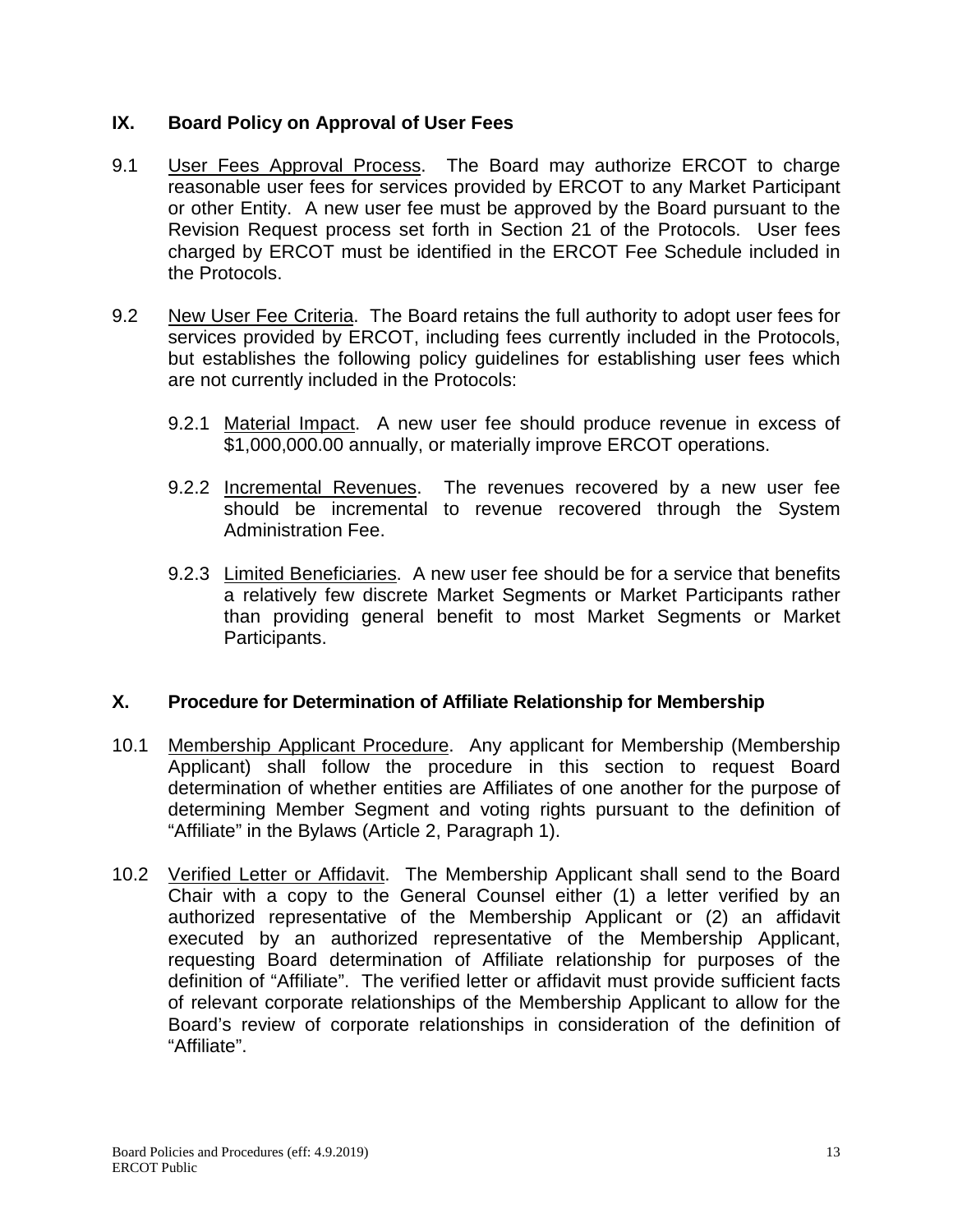## IX. Board Policy on Approval of User Fees

9.1 User Fees Approval Process. The Board may authorize ERCOT to charge reasonable user fees for services provided by ERCOT to any Market Participant or other Entity. A new user fee must be approved by the Board pursuant to the Revision Request process set forth in Section 21 of the Protocols. User fees charged by ERCOT must be identified in the ERCOT Fee Schedule included in the Protocols.

9.2 New User Fee Criteria. The Board retains the full authority to adopt user fees for services provided by ERCOT, including fees currently included in the Protocols, but establishes the following policy guidelines for establishing user fees which are not currently included in the Protocols:

9.2.1 Material Impact. A new user fee should produce revenue in excess of $1,000,000.00 annually, or materially improve ERCOT operations.

9.2.2 Incremental Revenues. The revenues recovered by a new user fee should be incremental to revenue recovered through the System Administration Fee.

9.2.3 Limited Beneficiaries. A new user fee should be for a service that benefits a relatively few discrete Market Segments or Market Participants rather than providing general benefit to most Market Segments or Market Participants.

## X. Procedure for Determination of Affiliate Relationship for Membership

10.1 Membership Applicant Procedure. Any applicant for Membership (Membership Applicant) shall follow the procedure in this section to request Board determination of whether entities are Affiliates of one another for the purpose of determining Member Segment and voting rights pursuant to the definition of "Affiliate" in the Bylaws (Article 2, Paragraph 1).

10.2 Verified Letter or Affidavit. The Membership Applicant shall send to the Board Chair with a copy to the General Counsel either (1) a letter verified by an authorized representative of the Membership Applicant or (2) an affidavit executed by an authorized representative of the Membership Applicant, requesting Board determination of Affiliate relationship for purposes of the definition of "Affiliate". The verified letter or affidavit must provide sufficient facts of relevant corporate relationships of the Membership Applicant to allow for the Board's review of corporate relationships in consideration of the definition of "Affiliate".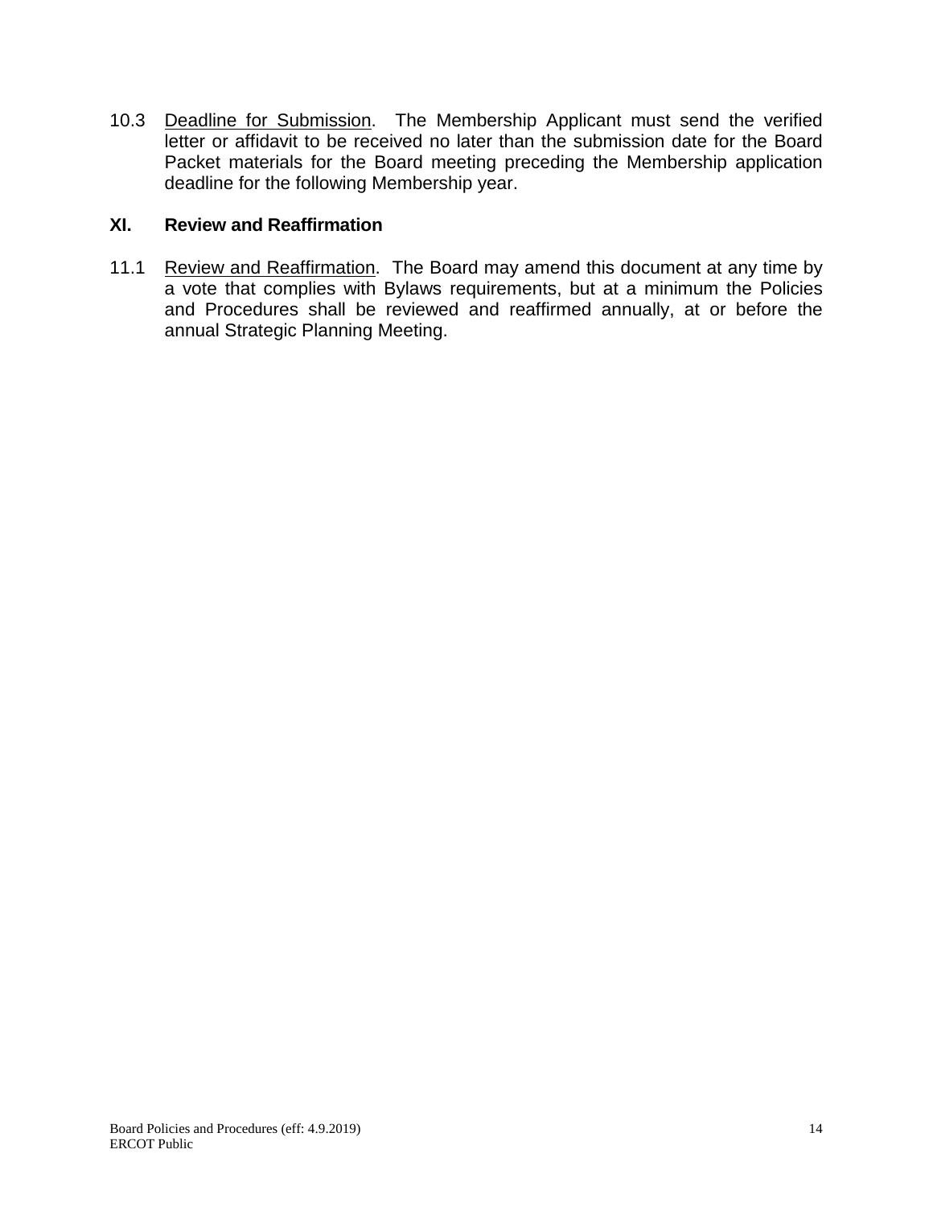10.3 Deadline for Submission. The Membership Applicant must send the verified letter or affidavit to be received no later than the submission date for the Board Packet materials for the Board meeting preceding the Membership application deadline for the following Membership year.

## XI. Review and Reaffirmation

11.1 Review and Reaffirmation. The Board may amend this document at any time by a vote that complies with Bylaws requirements, but at a minimum the Policies and Procedures shall be reviewed and reaffirmed annually, at or before the annual Strategic Planning Meeting.